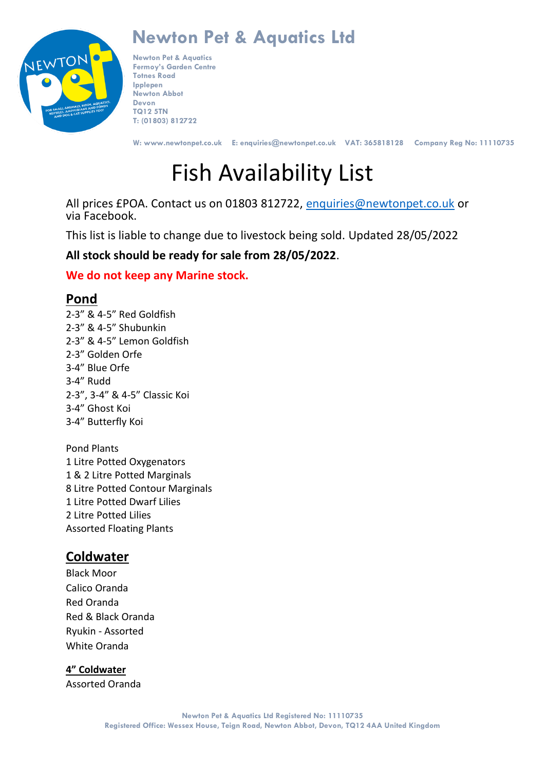# Newton Pet & Aquatics Ltd

Newton Pet & Aquatics
Fermoy's Garden Centre
Totnes Road
Ipplepen
Newton Abbot
Devon
TQ12 5TN
T: (01803) 812722

W: www.newtonpet.co.uk E: enquiries@newtonpet.co.uk VAT: 365818128 Company Reg No: 11110735

# Fish Availability List

All prices £POA. Contact us on 01803 812722, enquiries@newtonpet.co.uk or via Facebook.

This list is liable to change due to livestock being sold. Updated 28/05/2022

**All stock should be ready for sale from 28/05/2022**.

**We do not keep any Marine stock.**

## Pond

2-3" & 4-5" Red Goldfish
2-3" & 4-5" Shubunkin
2-3" & 4-5" Lemon Goldfish
2-3" Golden Orfe
3-4" Blue Orfe
3-4" Rudd
2-3", 3-4" & 4-5" Classic Koi
3-4" Ghost Koi
3-4" Butterfly Koi

Pond Plants
1 Litre Potted Oxygenators
1 & 2 Litre Potted Marginals
8 Litre Potted Contour Marginals
1 Litre Potted Dwarf Lilies
2 Litre Potted Lilies
Assorted Floating Plants

## Coldwater

Black Moor
Calico Oranda
Red Oranda
Red & Black Oranda
Ryukin - Assorted
White Oranda

### 4" Coldwater

Assorted Oranda

Newton Pet & Aquatics Ltd Registered No: 11110735
Registered Office: Wessex House, Teign Road, Newton Abbot, Devon, TQ12 4AA United Kingdom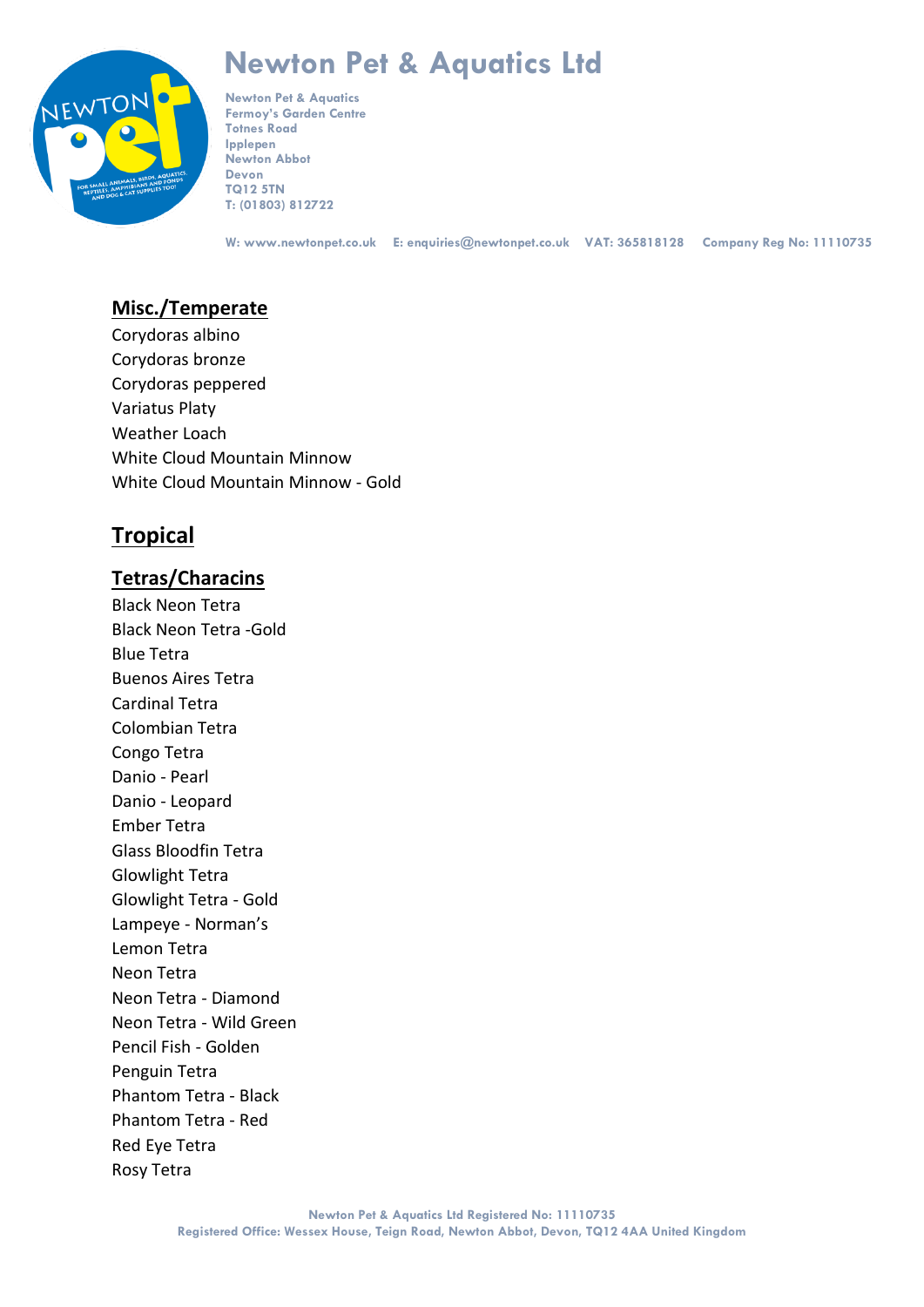## Misc./Temperate

Corydoras albino
Corydoras bronze
Corydoras peppered
Variatus Platy
Weather Loach
White Cloud Mountain Minnow
White Cloud Mountain Minnow - Gold

# Tropical

## Tetras/Characins

Black Neon Tetra
Black Neon Tetra -Gold
Blue Tetra
Buenos Aires Tetra
Cardinal Tetra
Colombian Tetra
Congo Tetra
Danio - Pearl
Danio - Leopard
Ember Tetra
Glass Bloodfin Tetra
Glowlight Tetra
Glowlight Tetra - Gold
Lampeye - Norman's
Lemon Tetra
Neon Tetra
Neon Tetra - Diamond
Neon Tetra - Wild Green
Pencil Fish - Golden
Penguin Tetra
Phantom Tetra - Black
Phantom Tetra - Red
Red Eye Tetra
Rosy Tetra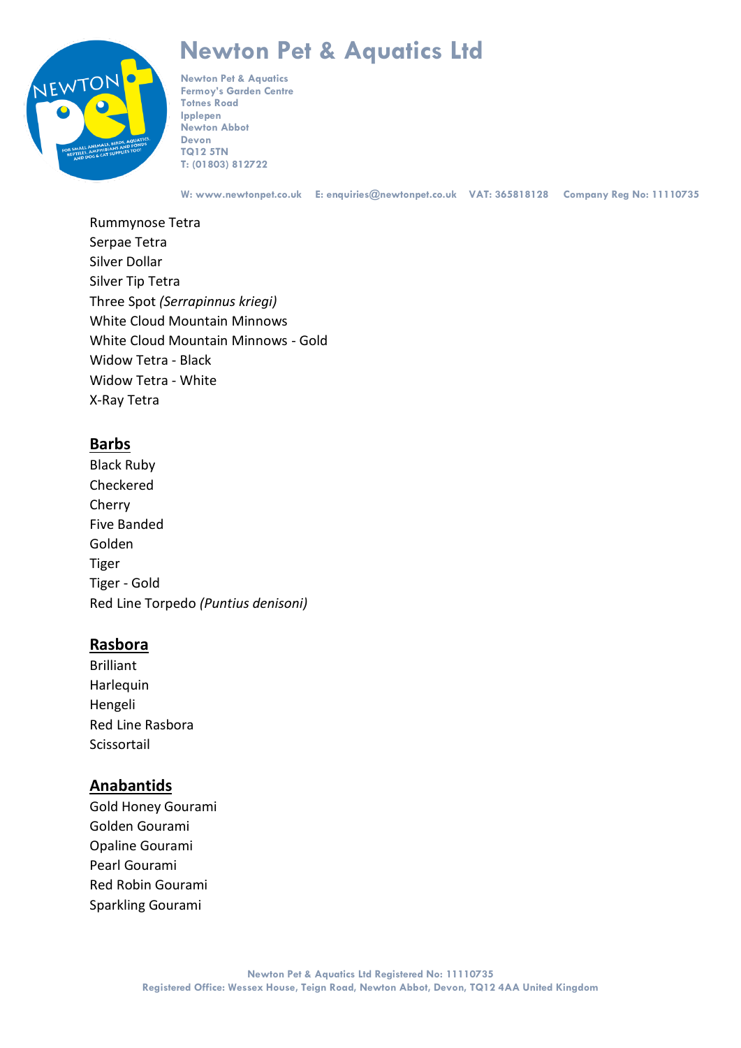Rummynose Tetra
Serpae Tetra
Silver Dollar
Silver Tip Tetra
Three Spot *(Serrapinnus kriegi)*
White Cloud Mountain Minnows
White Cloud Mountain Minnows - Gold
Widow Tetra - Black
Widow Tetra - White
X-Ray Tetra

## Barbs

Black Ruby
Checkered
Cherry
Five Banded
Golden
Tiger
Tiger - Gold
Red Line Torpedo *(Puntius denisoni)*

## Rasbora

Brilliant
Harlequin
Hengeli
Red Line Rasbora
Scissortail

## Anabantids

Gold Honey Gourami
Golden Gourami
Opaline Gourami
Pearl Gourami
Red Robin Gourami
Sparkling Gourami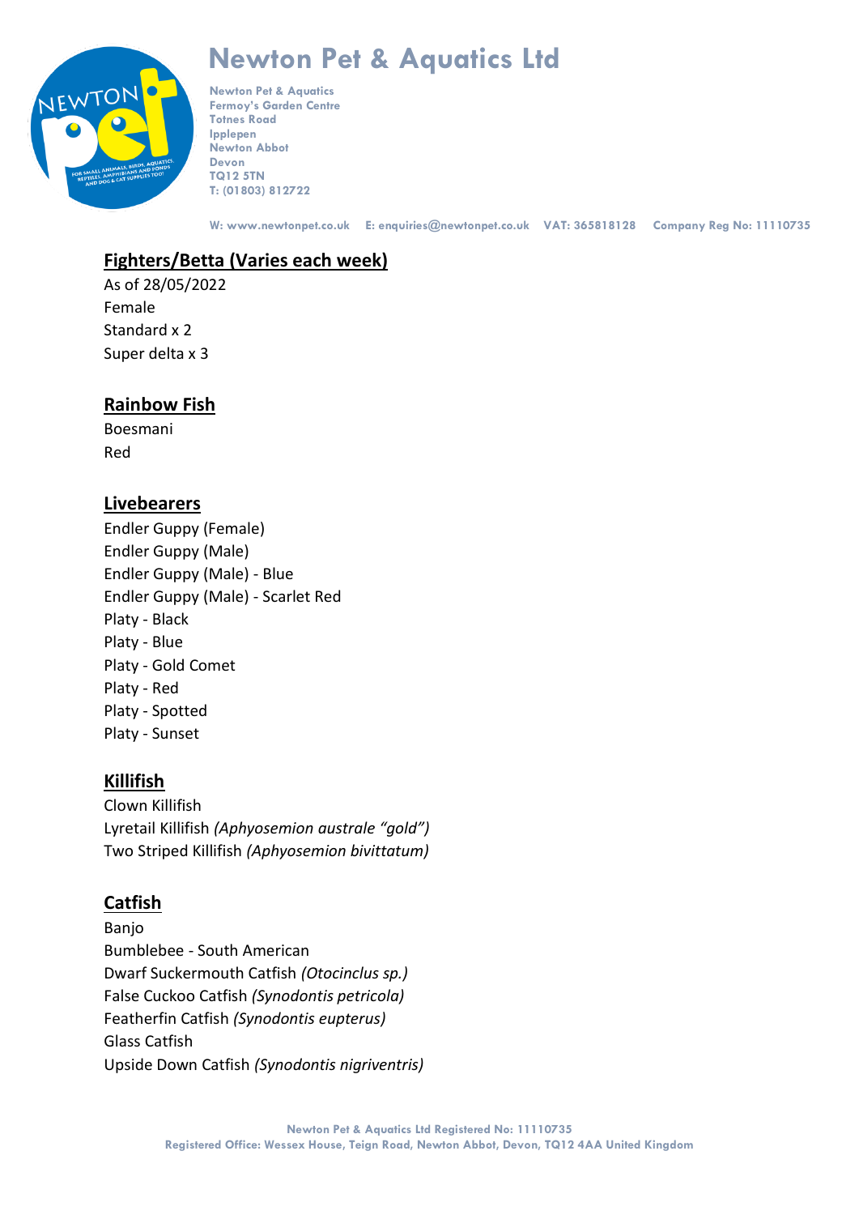# Newton Pet & Aquatics Ltd

Newton Pet & Aquatics
Fermoy's Garden Centre
Totnes Road
Ipplepen
Newton Abbot
Devon
TQ12 5TN
T: (01803) 812722

W: www.newtonpet.co.uk E: enquiries@newtonpet.co.uk VAT: 365818128 Company Reg No: 11110735

## Fighters/Betta (Varies each week)

As of 28/05/2022
Female
Standard x 2
Super delta x 3

## Rainbow Fish

Boesmani
Red

## Livebearers

Endler Guppy (Female)
Endler Guppy (Male)
Endler Guppy (Male) - Blue
Endler Guppy (Male) - Scarlet Red
Platy - Black
Platy - Blue
Platy - Gold Comet
Platy - Red
Platy - Spotted
Platy - Sunset

## Killifish

Clown Killifish
Lyretail Killifish *(Aphyosemion australe "gold")*
Two Striped Killifish *(Aphyosemion bivittatum)*

## Catfish

Banjo
Bumblebee - South American
Dwarf Suckermouth Catfish *(Otocinclus sp.)*
False Cuckoo Catfish *(Synodontis petricola)*
Featherfin Catfish *(Synodontis eupterus)*
Glass Catfish
Upside Down Catfish *(Synodontis nigriventris)*

Newton Pet & Aquatics Ltd Registered No: 11110735
Registered Office: Wessex House, Teign Road, Newton Abbot, Devon, TQ12 4AA United Kingdom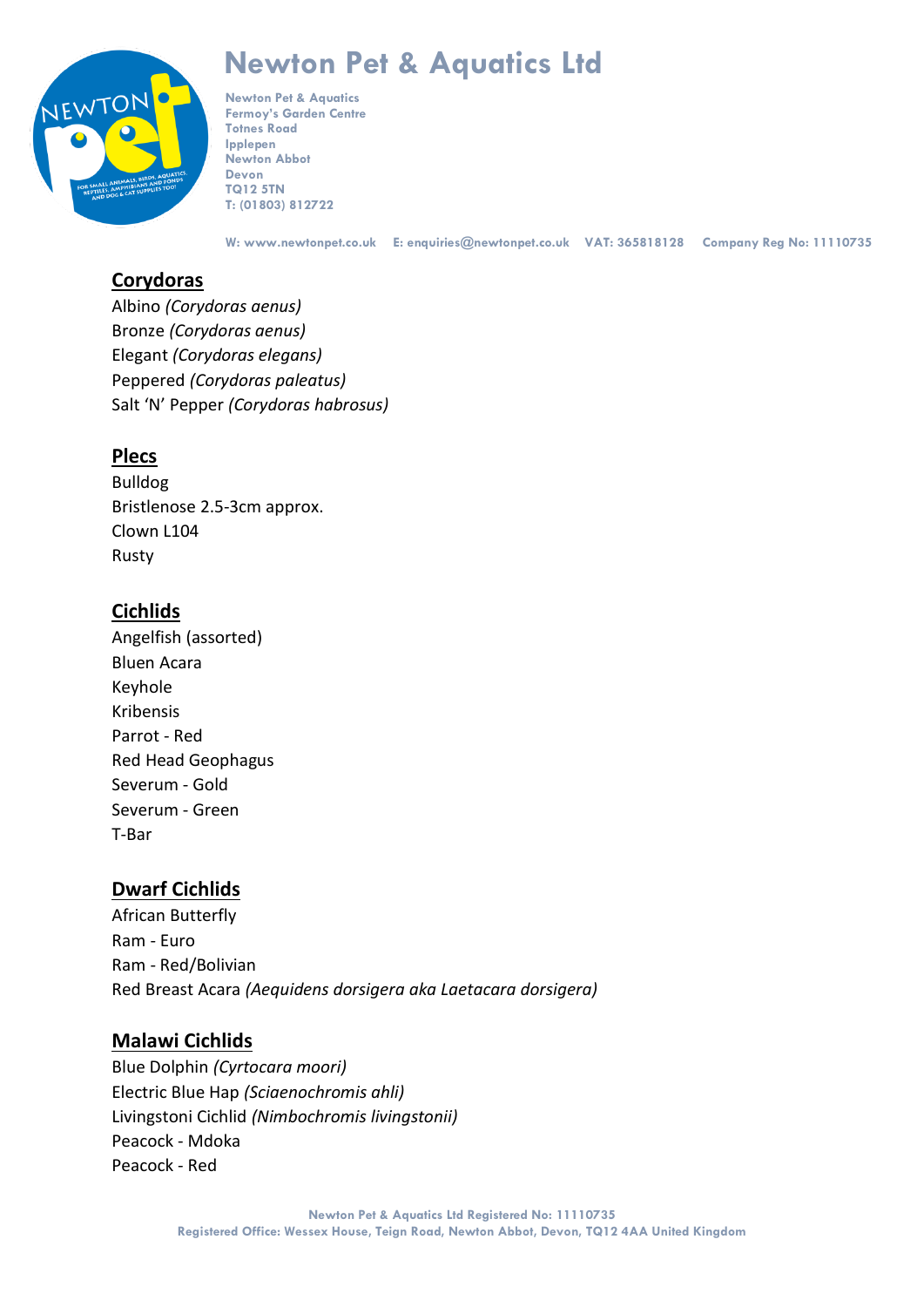## Corydoras

Albino *(Corydoras aenus)*
Bronze *(Corydoras aenus)*
Elegant *(Corydoras elegans)*
Peppered *(Corydoras paleatus)*
Salt 'N' Pepper *(Corydoras habrosus)*

## Plecs

Bulldog
Bristlenose 2.5-3cm approx.
Clown L104
Rusty

## Cichlids

Angelfish (assorted)
Bluen Acara
Keyhole
Kribensis
Parrot - Red
Red Head Geophagus
Severum - Gold
Severum - Green
T-Bar

## Dwarf Cichlids

African Butterfly
Ram - Euro
Ram - Red/Bolivian
Red Breast Acara *(Aequidens dorsigera aka Laetacara dorsigera)*

## Malawi Cichlids

Blue Dolphin *(Cyrtocara moori)*
Electric Blue Hap *(Sciaenochromis ahli)*
Livingstoni Cichlid *(Nimbochromis livingstonii)*
Peacock - Mdoka
Peacock - Red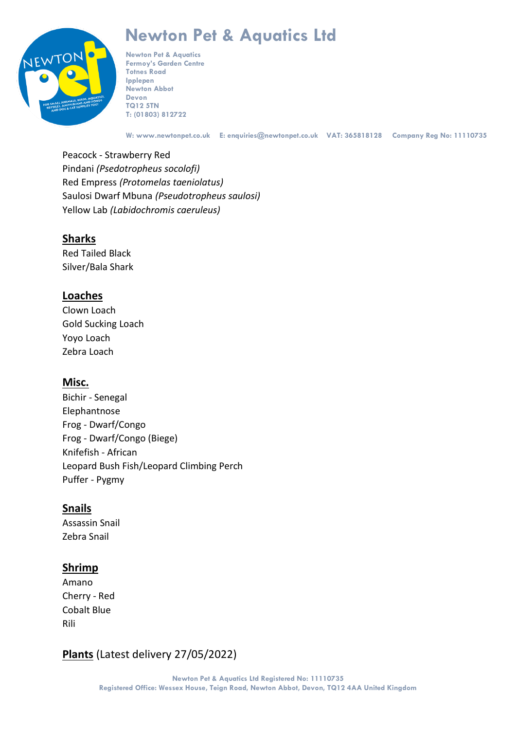Peacock - Strawberry Red
Pindani *(Psedotropheus socolofi)*
Red Empress *(Protomelas taeniolatus)*
Saulosi Dwarf Mbuna *(Pseudotropheus saulosi)*
Yellow Lab *(Labidochromis caeruleus)*

## Sharks

Red Tailed Black
Silver/Bala Shark

## Loaches

Clown Loach
Gold Sucking Loach
Yoyo Loach
Zebra Loach

## Misc.

Bichir - Senegal
Elephantnose
Frog - Dwarf/Congo
Frog - Dwarf/Congo (Biege)
Knifefish - African
Leopard Bush Fish/Leopard Climbing Perch
Puffer - Pygmy

## Snails

Assassin Snail
Zebra Snail

## Shrimp

Amano
Cherry - Red
Cobalt Blue
Rili

## Plants (Latest delivery 27/05/2022)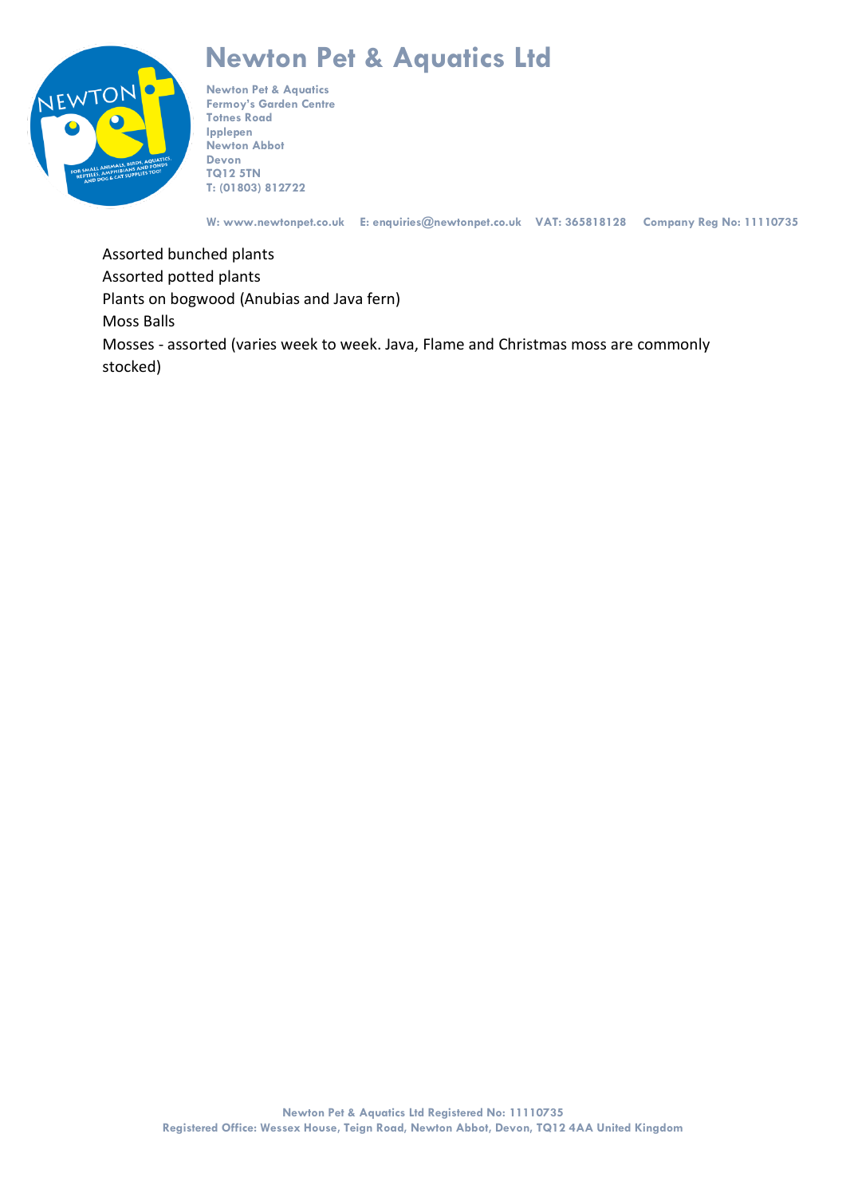Assorted bunched plants

Assorted potted plants

Plants on bogwood (Anubias and Java fern)

Moss Balls

Mosses - assorted (varies week to week. Java, Flame and Christmas moss are commonly stocked)